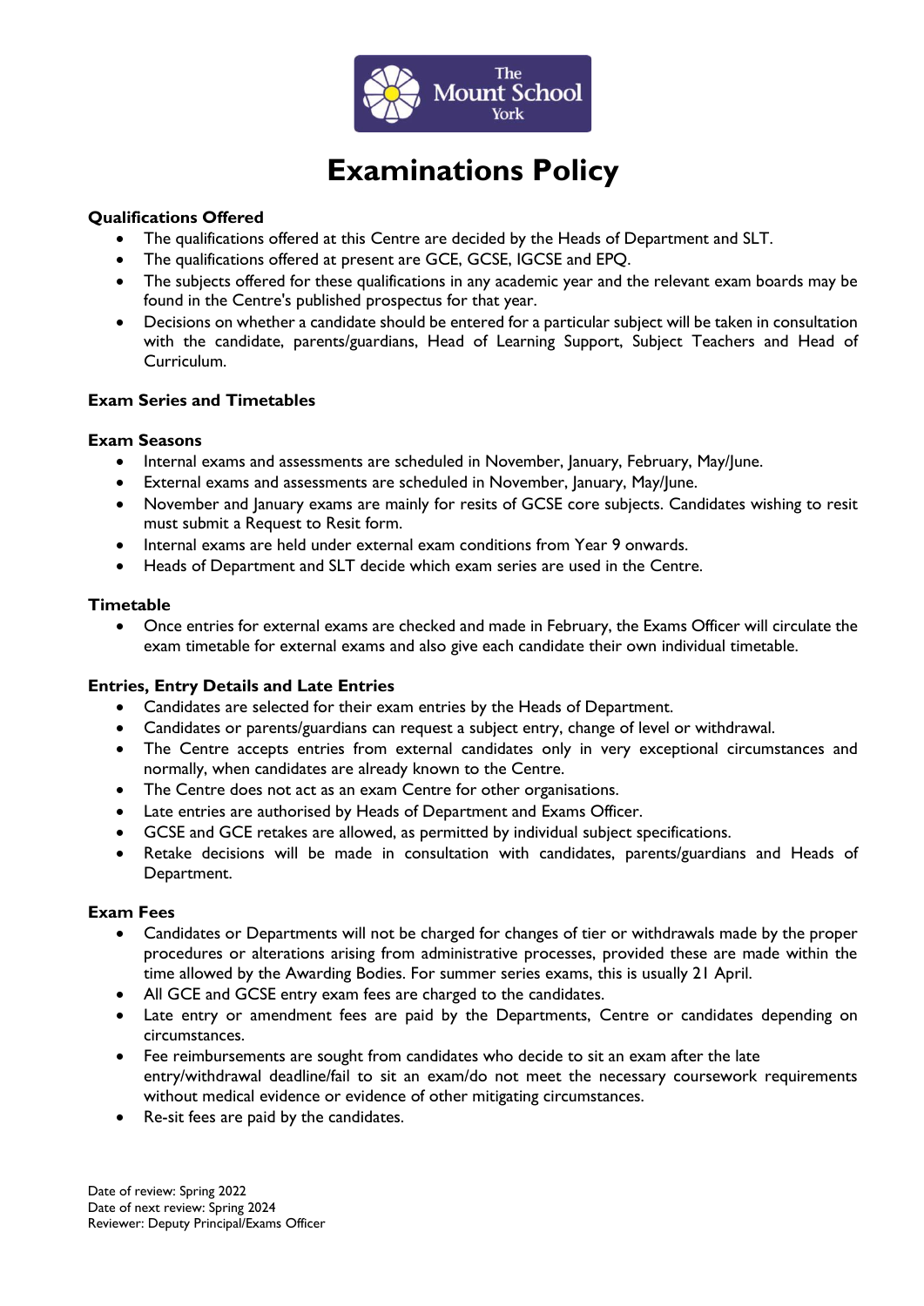# Examinations Policy

**Qualifications Offered**

- The qualifications offered at this Centre are decided by the Heads of Department and SLT.
- The qualifications offered at present are GCE, GCSE, IGCSE and EPQ.
- The subjects offered for these qualifications in any academic year and the relevant exam boards may be found in the Centre's published prospectus for that year.
- Decisions on whether a candidate should be entered for a particular subject will be taken in consultation with the candidate, parents/guardians, Head of Learning Support, Subject Teachers and Head of Curriculum.

**Exam Series and Timetables**

**Exam Seasons**

- Internal exams and assessments are scheduled in November, January, February, May/June.
- External exams and assessments are scheduled in November, January, May/June.
- November and January exams are mainly for resits of GCSE core subjects. Candidates wishing to resit must submit a Request to Resit form.
- Internal exams are held under external exam conditions from Year 9 onwards.
- Heads of Department and SLT decide which exam series are used in the Centre.

**Timetable**

- Once entries for external exams are checked and made in February, the Exams Officer will circulate the exam timetable for external exams and also give each candidate their own individual timetable.

**Entries, Entry Details and Late Entries**

- Candidates are selected for their exam entries by the Heads of Department.
- Candidates or parents/guardians can request a subject entry, change of level or withdrawal.
- The Centre accepts entries from external candidates only in very exceptional circumstances and normally, when candidates are already known to the Centre.
- The Centre does not act as an exam Centre for other organisations.
- Late entries are authorised by Heads of Department and Exams Officer.
- GCSE and GCE retakes are allowed, as permitted by individual subject specifications.
- Retake decisions will be made in consultation with candidates, parents/guardians and Heads of Department.

**Exam Fees**

- Candidates or Departments will not be charged for changes of tier or withdrawals made by the proper procedures or alterations arising from administrative processes, provided these are made within the time allowed by the Awarding Bodies. For summer series exams, this is usually 21 April.
- All GCE and GCSE entry exam fees are charged to the candidates.
- Late entry or amendment fees are paid by the Departments, Centre or candidates depending on circumstances.
- Fee reimbursements are sought from candidates who decide to sit an exam after the late entry/withdrawal deadline/fail to sit an exam/do not meet the necessary coursework requirements without medical evidence or evidence of other mitigating circumstances.
- Re-sit fees are paid by the candidates.

Date of review: Spring 2022
Date of next review: Spring 2024
Reviewer: Deputy Principal/Exams Officer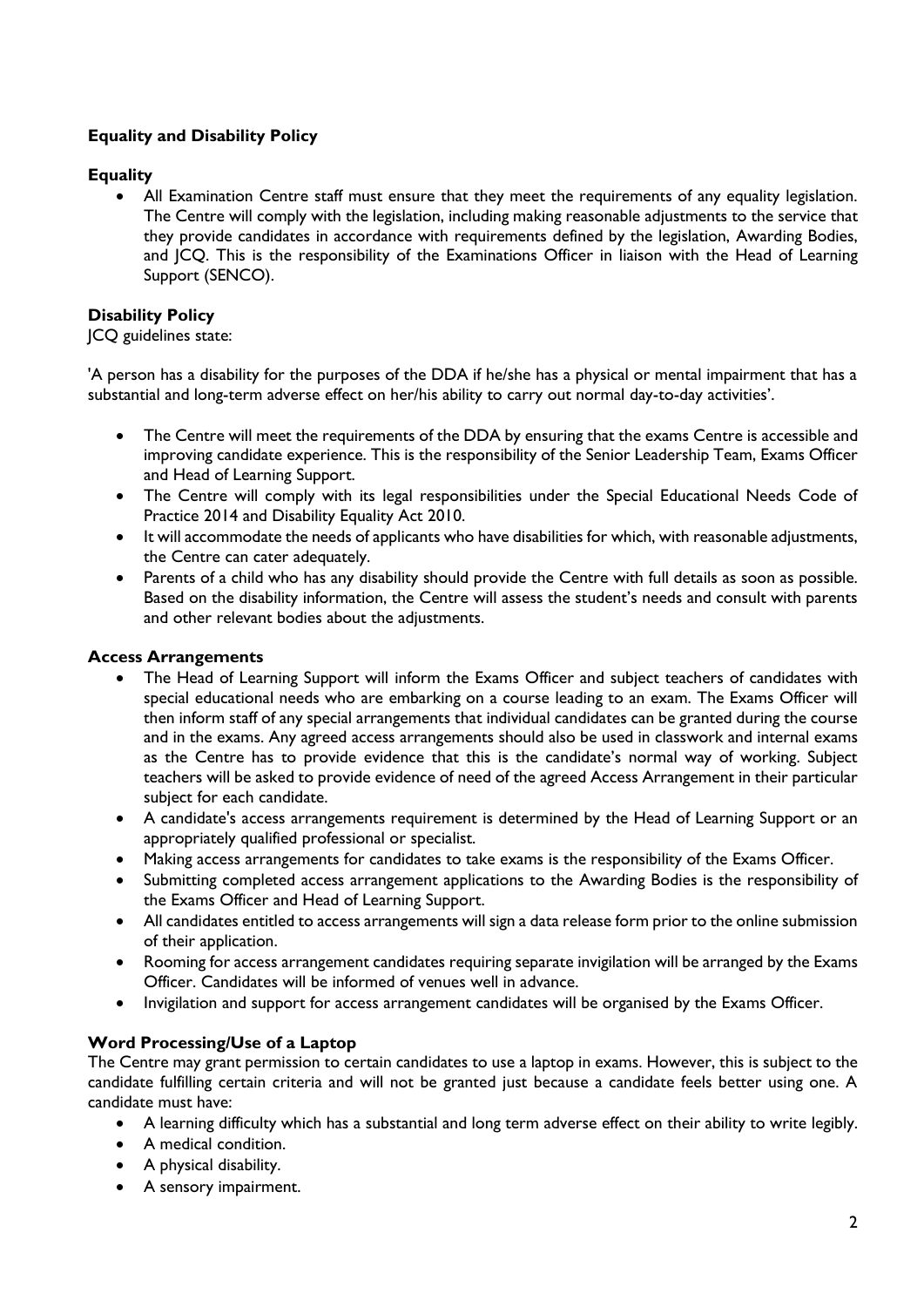**Equality and Disability Policy**

**Equality**

- All Examination Centre staff must ensure that they meet the requirements of any equality legislation. The Centre will comply with the legislation, including making reasonable adjustments to the service that they provide candidates in accordance with requirements defined by the legislation, Awarding Bodies, and JCQ. This is the responsibility of the Examinations Officer in liaison with the Head of Learning Support (SENCO).

**Disability Policy**

JCQ guidelines state:

'A person has a disability for the purposes of the DDA if he/she has a physical or mental impairment that has a substantial and long-term adverse effect on her/his ability to carry out normal day-to-day activities'.

- The Centre will meet the requirements of the DDA by ensuring that the exams Centre is accessible and improving candidate experience. This is the responsibility of the Senior Leadership Team, Exams Officer and Head of Learning Support.
- The Centre will comply with its legal responsibilities under the Special Educational Needs Code of Practice 2014 and Disability Equality Act 2010.
- It will accommodate the needs of applicants who have disabilities for which, with reasonable adjustments, the Centre can cater adequately.
- Parents of a child who has any disability should provide the Centre with full details as soon as possible. Based on the disability information, the Centre will assess the student's needs and consult with parents and other relevant bodies about the adjustments.

**Access Arrangements**

- The Head of Learning Support will inform the Exams Officer and subject teachers of candidates with special educational needs who are embarking on a course leading to an exam. The Exams Officer will then inform staff of any special arrangements that individual candidates can be granted during the course and in the exams. Any agreed access arrangements should also be used in classwork and internal exams as the Centre has to provide evidence that this is the candidate's normal way of working. Subject teachers will be asked to provide evidence of need of the agreed Access Arrangement in their particular subject for each candidate.
- A candidate's access arrangements requirement is determined by the Head of Learning Support or an appropriately qualified professional or specialist.
- Making access arrangements for candidates to take exams is the responsibility of the Exams Officer.
- Submitting completed access arrangement applications to the Awarding Bodies is the responsibility of the Exams Officer and Head of Learning Support.
- All candidates entitled to access arrangements will sign a data release form prior to the online submission of their application.
- Rooming for access arrangement candidates requiring separate invigilation will be arranged by the Exams Officer. Candidates will be informed of venues well in advance.
- Invigilation and support for access arrangement candidates will be organised by the Exams Officer.

**Word Processing/Use of a Laptop**

The Centre may grant permission to certain candidates to use a laptop in exams. However, this is subject to the candidate fulfilling certain criteria and will not be granted just because a candidate feels better using one. A candidate must have:

- A learning difficulty which has a substantial and long term adverse effect on their ability to write legibly.
- A medical condition.
- A physical disability.
- A sensory impairment.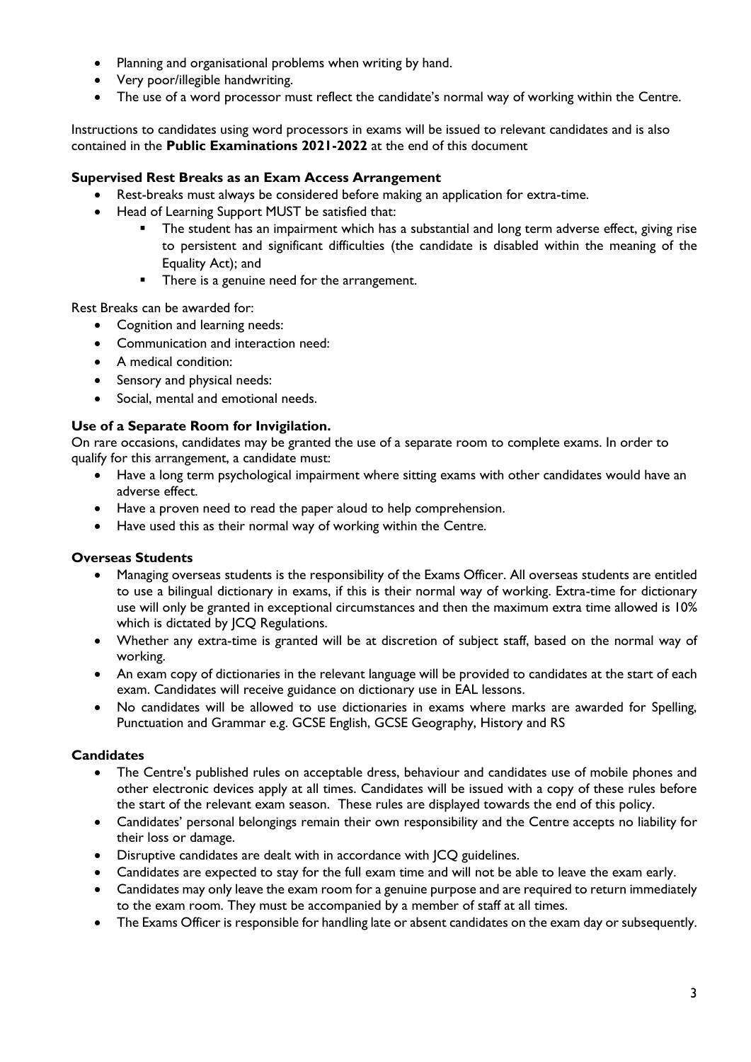- Planning and organisational problems when writing by hand.
- Very poor/illegible handwriting.
- The use of a word processor must reflect the candidate's normal way of working within the Centre.

Instructions to candidates using word processors in exams will be issued to relevant candidates and is also contained in the **Public Examinations 2021-2022** at the end of this document

### Supervised Rest Breaks as an Exam Access Arrangement

- Rest-breaks must always be considered before making an application for extra-time.
- Head of Learning Support MUST be satisfied that:
    - The student has an impairment which has a substantial and long term adverse effect, giving rise to persistent and significant difficulties (the candidate is disabled within the meaning of the Equality Act); and
    - There is a genuine need for the arrangement.

Rest Breaks can be awarded for:

- Cognition and learning needs:
- Communication and interaction need:
- A medical condition:
- Sensory and physical needs:
- Social, mental and emotional needs.

### Use of a Separate Room for Invigilation.

On rare occasions, candidates may be granted the use of a separate room to complete exams. In order to qualify for this arrangement, a candidate must:

- Have a long term psychological impairment where sitting exams with other candidates would have an adverse effect.
- Have a proven need to read the paper aloud to help comprehension.
- Have used this as their normal way of working within the Centre.

### Overseas Students

- Managing overseas students is the responsibility of the Exams Officer. All overseas students are entitled to use a bilingual dictionary in exams, if this is their normal way of working. Extra-time for dictionary use will only be granted in exceptional circumstances and then the maximum extra time allowed is 10% which is dictated by JCQ Regulations.
- Whether any extra-time is granted will be at discretion of subject staff, based on the normal way of working.
- An exam copy of dictionaries in the relevant language will be provided to candidates at the start of each exam. Candidates will receive guidance on dictionary use in EAL lessons.
- No candidates will be allowed to use dictionaries in exams where marks are awarded for Spelling, Punctuation and Grammar e.g. GCSE English, GCSE Geography, History and RS

### Candidates

- The Centre's published rules on acceptable dress, behaviour and candidates use of mobile phones and other electronic devices apply at all times. Candidates will be issued with a copy of these rules before the start of the relevant exam season. These rules are displayed towards the end of this policy.
- Candidates' personal belongings remain their own responsibility and the Centre accepts no liability for their loss or damage.
- Disruptive candidates are dealt with in accordance with JCQ guidelines.
- Candidates are expected to stay for the full exam time and will not be able to leave the exam early.
- Candidates may only leave the exam room for a genuine purpose and are required to return immediately to the exam room. They must be accompanied by a member of staff at all times.
- The Exams Officer is responsible for handling late or absent candidates on the exam day or subsequently.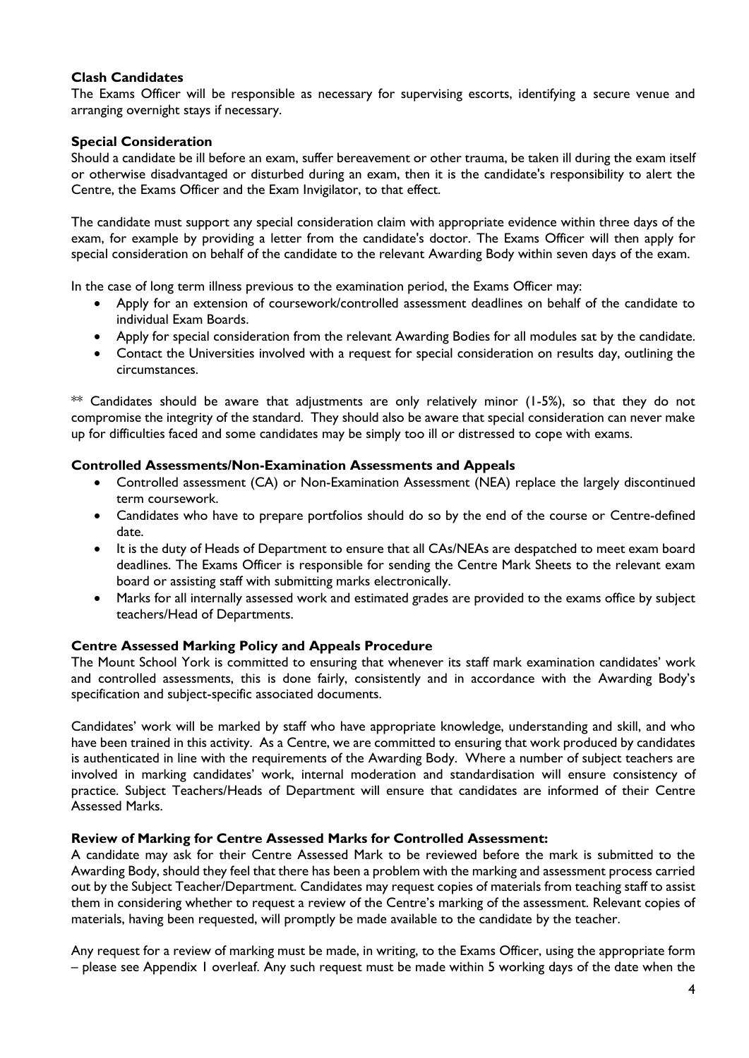**Clash Candidates**

The Exams Officer will be responsible as necessary for supervising escorts, identifying a secure venue and arranging overnight stays if necessary.

**Special Consideration**

Should a candidate be ill before an exam, suffer bereavement or other trauma, be taken ill during the exam itself or otherwise disadvantaged or disturbed during an exam, then it is the candidate's responsibility to alert the Centre, the Exams Officer and the Exam Invigilator, to that effect.

The candidate must support any special consideration claim with appropriate evidence within three days of the exam, for example by providing a letter from the candidate's doctor. The Exams Officer will then apply for special consideration on behalf of the candidate to the relevant Awarding Body within seven days of the exam.

In the case of long term illness previous to the examination period, the Exams Officer may:

- Apply for an extension of coursework/controlled assessment deadlines on behalf of the candidate to individual Exam Boards.
- Apply for special consideration from the relevant Awarding Bodies for all modules sat by the candidate.
- Contact the Universities involved with a request for special consideration on results day, outlining the circumstances.

** Candidates should be aware that adjustments are only relatively minor (1-5%), so that they do not compromise the integrity of the standard. They should also be aware that special consideration can never make up for difficulties faced and some candidates may be simply too ill or distressed to cope with exams.

**Controlled Assessments/Non-Examination Assessments and Appeals**

- Controlled assessment (CA) or Non-Examination Assessment (NEA) replace the largely discontinued term coursework.
- Candidates who have to prepare portfolios should do so by the end of the course or Centre-defined date.
- It is the duty of Heads of Department to ensure that all CAs/NEAs are despatched to meet exam board deadlines. The Exams Officer is responsible for sending the Centre Mark Sheets to the relevant exam board or assisting staff with submitting marks electronically.
- Marks for all internally assessed work and estimated grades are provided to the exams office by subject teachers/Head of Departments.

**Centre Assessed Marking Policy and Appeals Procedure**

The Mount School York is committed to ensuring that whenever its staff mark examination candidates' work and controlled assessments, this is done fairly, consistently and in accordance with the Awarding Body's specification and subject-specific associated documents.

Candidates' work will be marked by staff who have appropriate knowledge, understanding and skill, and who have been trained in this activity. As a Centre, we are committed to ensuring that work produced by candidates is authenticated in line with the requirements of the Awarding Body. Where a number of subject teachers are involved in marking candidates' work, internal moderation and standardisation will ensure consistency of practice. Subject Teachers/Heads of Department will ensure that candidates are informed of their Centre Assessed Marks.

**Review of Marking for Centre Assessed Marks for Controlled Assessment:**

A candidate may ask for their Centre Assessed Mark to be reviewed before the mark is submitted to the Awarding Body, should they feel that there has been a problem with the marking and assessment process carried out by the Subject Teacher/Department. Candidates may request copies of materials from teaching staff to assist them in considering whether to request a review of the Centre's marking of the assessment. Relevant copies of materials, having been requested, will promptly be made available to the candidate by the teacher.

Any request for a review of marking must be made, in writing, to the Exams Officer, using the appropriate form – please see Appendix 1 overleaf. Any such request must be made within 5 working days of the date when the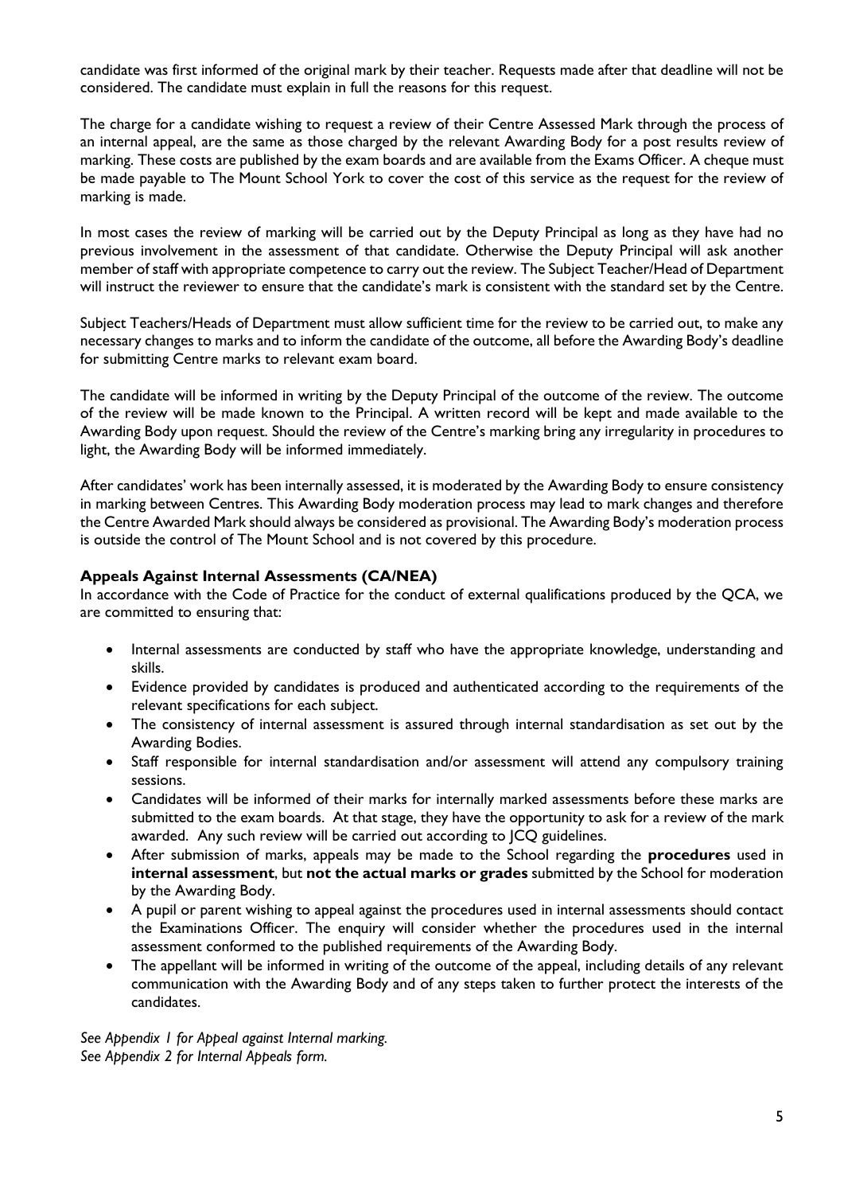candidate was first informed of the original mark by their teacher. Requests made after that deadline will not be considered. The candidate must explain in full the reasons for this request.

The charge for a candidate wishing to request a review of their Centre Assessed Mark through the process of an internal appeal, are the same as those charged by the relevant Awarding Body for a post results review of marking. These costs are published by the exam boards and are available from the Exams Officer. A cheque must be made payable to The Mount School York to cover the cost of this service as the request for the review of marking is made.

In most cases the review of marking will be carried out by the Deputy Principal as long as they have had no previous involvement in the assessment of that candidate. Otherwise the Deputy Principal will ask another member of staff with appropriate competence to carry out the review. The Subject Teacher/Head of Department will instruct the reviewer to ensure that the candidate's mark is consistent with the standard set by the Centre.

Subject Teachers/Heads of Department must allow sufficient time for the review to be carried out, to make any necessary changes to marks and to inform the candidate of the outcome, all before the Awarding Body's deadline for submitting Centre marks to relevant exam board.

The candidate will be informed in writing by the Deputy Principal of the outcome of the review. The outcome of the review will be made known to the Principal. A written record will be kept and made available to the Awarding Body upon request. Should the review of the Centre's marking bring any irregularity in procedures to light, the Awarding Body will be informed immediately.

After candidates' work has been internally assessed, it is moderated by the Awarding Body to ensure consistency in marking between Centres. This Awarding Body moderation process may lead to mark changes and therefore the Centre Awarded Mark should always be considered as provisional. The Awarding Body's moderation process is outside the control of The Mount School and is not covered by this procedure.

**Appeals Against Internal Assessments (CA/NEA)**

In accordance with the Code of Practice for the conduct of external qualifications produced by the QCA, we are committed to ensuring that:

- Internal assessments are conducted by staff who have the appropriate knowledge, understanding and skills.
- Evidence provided by candidates is produced and authenticated according to the requirements of the relevant specifications for each subject.
- The consistency of internal assessment is assured through internal standardisation as set out by the Awarding Bodies.
- Staff responsible for internal standardisation and/or assessment will attend any compulsory training sessions.
- Candidates will be informed of their marks for internally marked assessments before these marks are submitted to the exam boards. At that stage, they have the opportunity to ask for a review of the mark awarded. Any such review will be carried out according to JCQ guidelines.
- After submission of marks, appeals may be made to the School regarding the **procedures** used in **internal assessment**, but **not the actual marks or grades** submitted by the School for moderation by the Awarding Body.
- A pupil or parent wishing to appeal against the procedures used in internal assessments should contact the Examinations Officer. The enquiry will consider whether the procedures used in the internal assessment conformed to the published requirements of the Awarding Body.
- The appellant will be informed in writing of the outcome of the appeal, including details of any relevant communication with the Awarding Body and of any steps taken to further protect the interests of the candidates.

*See Appendix 1 for Appeal against Internal marking.*
*See Appendix 2 for Internal Appeals form.*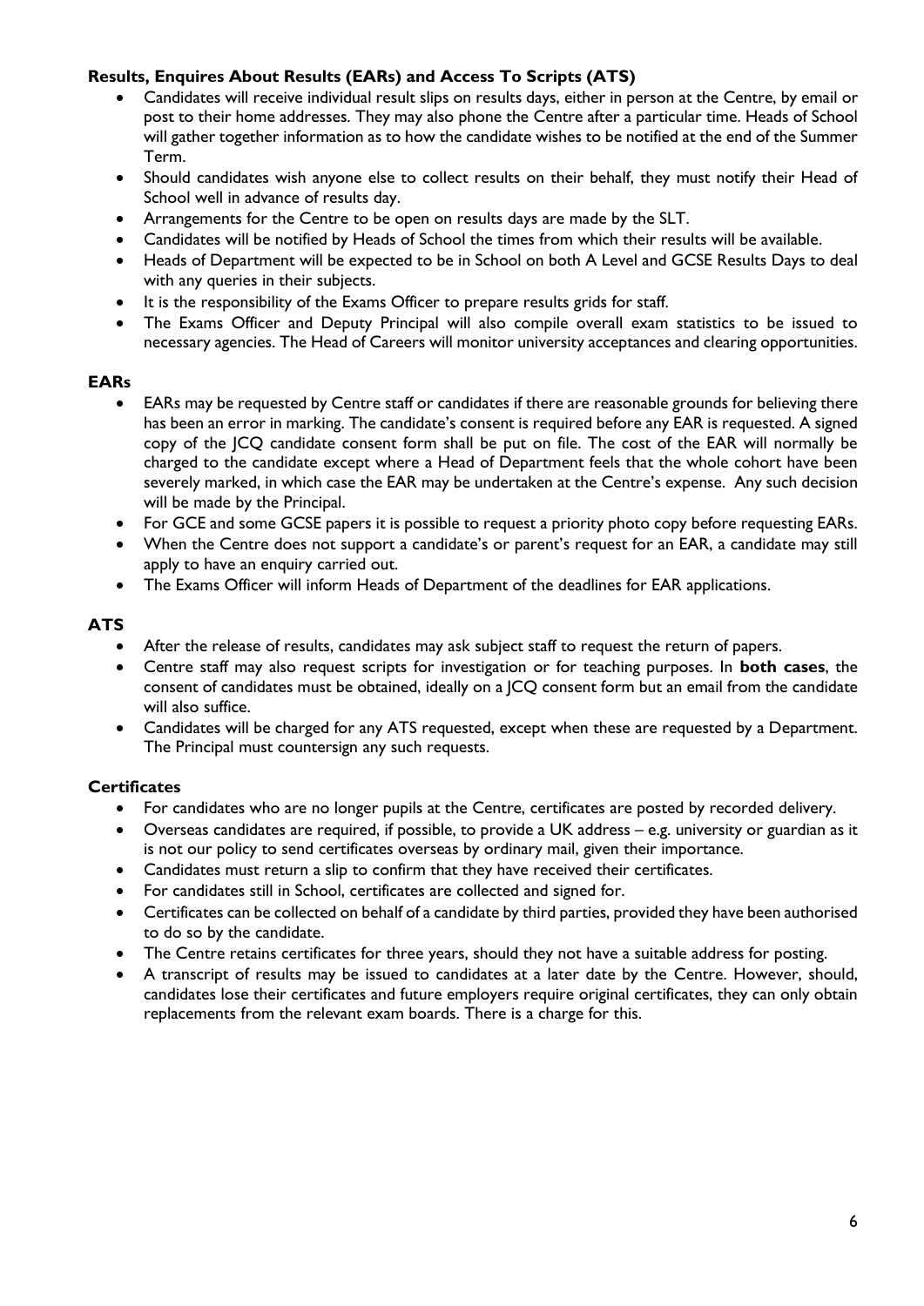### Results, Enquires About Results (EARs) and Access To Scripts (ATS)

- Candidates will receive individual result slips on results days, either in person at the Centre, by email or post to their home addresses. They may also phone the Centre after a particular time. Heads of School will gather together information as to how the candidate wishes to be notified at the end of the Summer Term.
- Should candidates wish anyone else to collect results on their behalf, they must notify their Head of School well in advance of results day.
- Arrangements for the Centre to be open on results days are made by the SLT.
- Candidates will be notified by Heads of School the times from which their results will be available.
- Heads of Department will be expected to be in School on both A Level and GCSE Results Days to deal with any queries in their subjects.
- It is the responsibility of the Exams Officer to prepare results grids for staff.
- The Exams Officer and Deputy Principal will also compile overall exam statistics to be issued to necessary agencies. The Head of Careers will monitor university acceptances and clearing opportunities.

### EARs

- EARs may be requested by Centre staff or candidates if there are reasonable grounds for believing there has been an error in marking. The candidate's consent is required before any EAR is requested. A signed copy of the JCQ candidate consent form shall be put on file. The cost of the EAR will normally be charged to the candidate except where a Head of Department feels that the whole cohort have been severely marked, in which case the EAR may be undertaken at the Centre's expense. Any such decision will be made by the Principal.
- For GCE and some GCSE papers it is possible to request a priority photo copy before requesting EARs.
- When the Centre does not support a candidate's or parent's request for an EAR, a candidate may still apply to have an enquiry carried out.
- The Exams Officer will inform Heads of Department of the deadlines for EAR applications.

### ATS

- After the release of results, candidates may ask subject staff to request the return of papers.
- Centre staff may also request scripts for investigation or for teaching purposes. In **both cases**, the consent of candidates must be obtained, ideally on a JCQ consent form but an email from the candidate will also suffice.
- Candidates will be charged for any ATS requested, except when these are requested by a Department. The Principal must countersign any such requests.

### Certificates

- For candidates who are no longer pupils at the Centre, certificates are posted by recorded delivery.
- Overseas candidates are required, if possible, to provide a UK address – e.g. university or guardian as it is not our policy to send certificates overseas by ordinary mail, given their importance.
- Candidates must return a slip to confirm that they have received their certificates.
- For candidates still in School, certificates are collected and signed for.
- Certificates can be collected on behalf of a candidate by third parties, provided they have been authorised to do so by the candidate.
- The Centre retains certificates for three years, should they not have a suitable address for posting.
- A transcript of results may be issued to candidates at a later date by the Centre. However, should, candidates lose their certificates and future employers require original certificates, they can only obtain replacements from the relevant exam boards. There is a charge for this.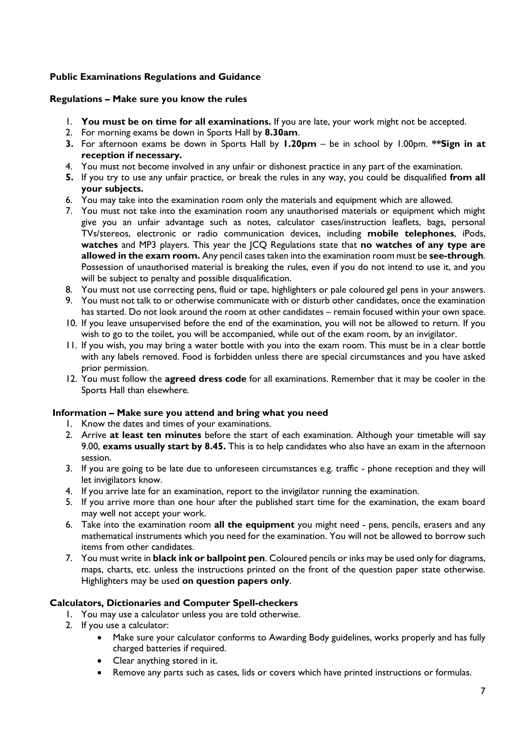**Public Examinations Regulations and Guidance**

**Regulations – Make sure you know the rules**

1. **You must be on time for all examinations.** If you are late, your work might not be accepted.
2. For morning exams be down in Sports Hall by **8.30am**.
3. For afternoon exams be down in Sports Hall by **1.20pm** – be in school by 1.00pm. ****Sign in at reception if necessary.**
4. You must not become involved in any unfair or dishonest practice in any part of the examination.
5. If you try to use any unfair practice, or break the rules in any way, you could be disqualified **from all your subjects.**
6. You may take into the examination room only the materials and equipment which are allowed.
7. You must not take into the examination room any unauthorised materials or equipment which might give you an unfair advantage such as notes, calculator cases/instruction leaflets, bags, personal TVs/stereos, electronic or radio communication devices, including **mobile telephones**, iPods, **watches** and MP3 players. This year the JCQ Regulations state that **no watches of any type are allowed in the exam room.** Any pencil cases taken into the examination room must be **see-through**. Possession of unauthorised material is breaking the rules, even if you do not intend to use it, and you will be subject to penalty and possible disqualification.
8. You must not use correcting pens, fluid or tape, highlighters or pale coloured gel pens in your answers.
9. You must not talk to or otherwise communicate with or disturb other candidates, once the examination has started. Do not look around the room at other candidates – remain focused within your own space.
10. If you leave unsupervised before the end of the examination, you will not be allowed to return. If you wish to go to the toilet, you will be accompanied, while out of the exam room, by an invigilator.
11. If you wish, you may bring a water bottle with you into the exam room. This must be in a clear bottle with any labels removed. Food is forbidden unless there are special circumstances and you have asked prior permission.
12. You must follow the **agreed dress code** for all examinations. Remember that it may be cooler in the Sports Hall than elsewhere.

**Information – Make sure you attend and bring what you need**

1. Know the dates and times of your examinations.
2. Arrive **at least ten minutes** before the start of each examination. Although your timetable will say 9.00, **exams usually start by 8.45.** This is to help candidates who also have an exam in the afternoon session.
3. If you are going to be late due to unforeseen circumstances e.g. traffic - phone reception and they will let invigilators know.
4. If you arrive late for an examination, report to the invigilator running the examination.
5. If you arrive more than one hour after the published start time for the examination, the exam board may well not accept your work.
6. Take into the examination room **all the equipment** you might need - pens, pencils, erasers and any mathematical instruments which you need for the examination. You will not be allowed to borrow such items from other candidates.
7. You must write in **black ink or ballpoint pen**. Coloured pencils or inks may be used only for diagrams, maps, charts, etc. unless the instructions printed on the front of the question paper state otherwise. Highlighters may be used **on question papers only**.

**Calculators, Dictionaries and Computer Spell-checkers**

1. You may use a calculator unless you are told otherwise.
2. If you use a calculator:
   - Make sure your calculator conforms to Awarding Body guidelines, works properly and has fully charged batteries if required.
   - Clear anything stored in it.
   - Remove any parts such as cases, lids or covers which have printed instructions or formulas.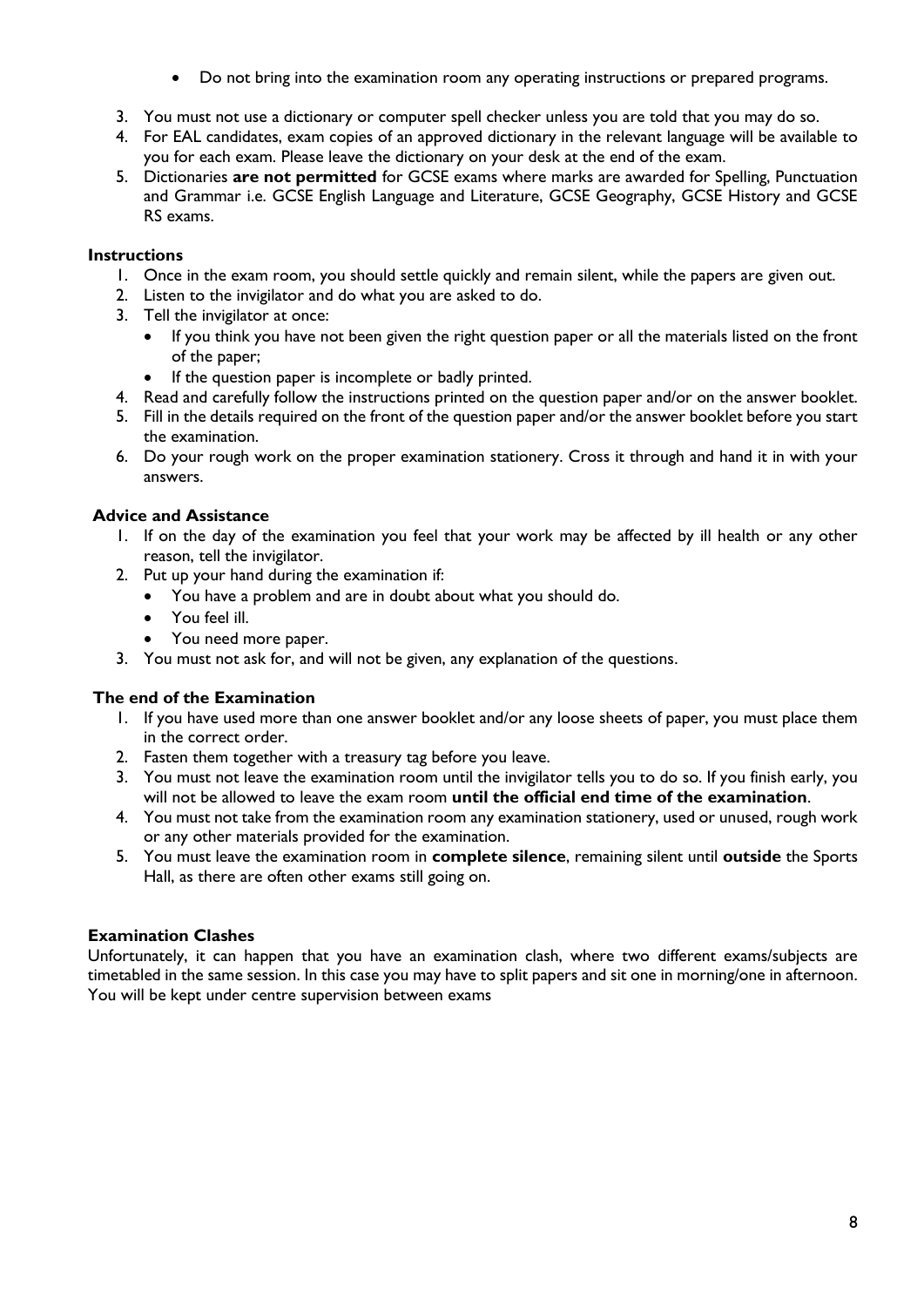- Do not bring into the examination room any operating instructions or prepared programs.

3. You must not use a dictionary or computer spell checker unless you are told that you may do so.
4. For EAL candidates, exam copies of an approved dictionary in the relevant language will be available to you for each exam. Please leave the dictionary on your desk at the end of the exam.
5. Dictionaries **are not permitted** for GCSE exams where marks are awarded for Spelling, Punctuation and Grammar i.e. GCSE English Language and Literature, GCSE Geography, GCSE History and GCSE RS exams.

**Instructions**

1. Once in the exam room, you should settle quickly and remain silent, while the papers are given out.
2. Listen to the invigilator and do what you are asked to do.
3. Tell the invigilator at once:
   - If you think you have not been given the right question paper or all the materials listed on the front of the paper;
   - If the question paper is incomplete or badly printed.
4. Read and carefully follow the instructions printed on the question paper and/or on the answer booklet.
5. Fill in the details required on the front of the question paper and/or the answer booklet before you start the examination.
6. Do your rough work on the proper examination stationery. Cross it through and hand it in with your answers.

**Advice and Assistance**

1. If on the day of the examination you feel that your work may be affected by ill health or any other reason, tell the invigilator.
2. Put up your hand during the examination if:
   - You have a problem and are in doubt about what you should do.
   - You feel ill.
   - You need more paper.
3. You must not ask for, and will not be given, any explanation of the questions.

**The end of the Examination**

1. If you have used more than one answer booklet and/or any loose sheets of paper, you must place them in the correct order.
2. Fasten them together with a treasury tag before you leave.
3. You must not leave the examination room until the invigilator tells you to do so. If you finish early, you will not be allowed to leave the exam room **until the official end time of the examination**.
4. You must not take from the examination room any examination stationery, used or unused, rough work or any other materials provided for the examination.
5. You must leave the examination room in **complete silence**, remaining silent until **outside** the Sports Hall, as there are often other exams still going on.

**Examination Clashes**

Unfortunately, it can happen that you have an examination clash, where two different exams/subjects are timetabled in the same session. In this case you may have to split papers and sit one in morning/one in afternoon. You will be kept under centre supervision between exams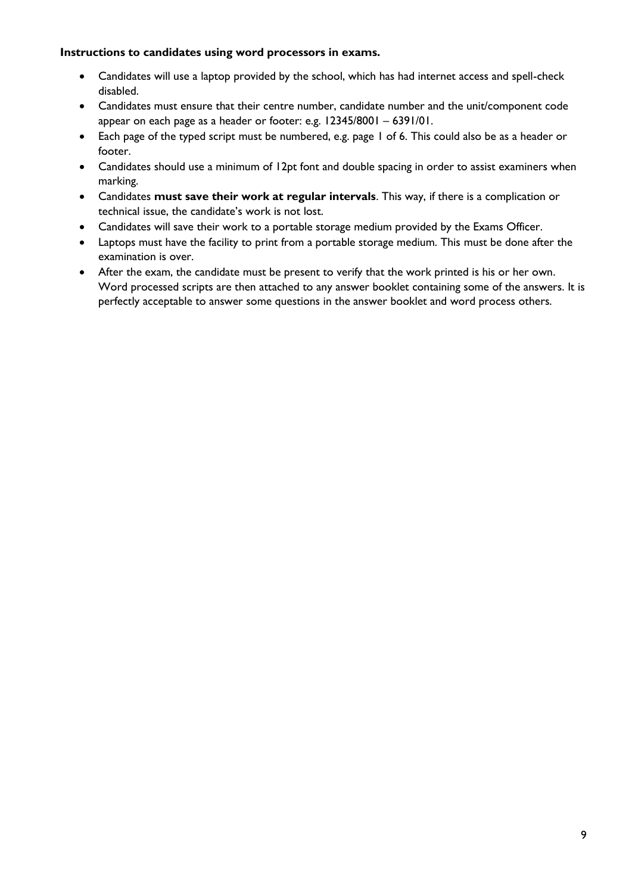**Instructions to candidates using word processors in exams.**

- Candidates will use a laptop provided by the school, which has had internet access and spell-check disabled.
- Candidates must ensure that their centre number, candidate number and the unit/component code appear on each page as a header or footer: e.g. 12345/8001 – 6391/01.
- Each page of the typed script must be numbered, e.g. page 1 of 6. This could also be as a header or footer.
- Candidates should use a minimum of 12pt font and double spacing in order to assist examiners when marking.
- Candidates **must save their work at regular intervals**. This way, if there is a complication or technical issue, the candidate's work is not lost.
- Candidates will save their work to a portable storage medium provided by the Exams Officer.
- Laptops must have the facility to print from a portable storage medium. This must be done after the examination is over.
- After the exam, the candidate must be present to verify that the work printed is his or her own. Word processed scripts are then attached to any answer booklet containing some of the answers. It is perfectly acceptable to answer some questions in the answer booklet and word process others.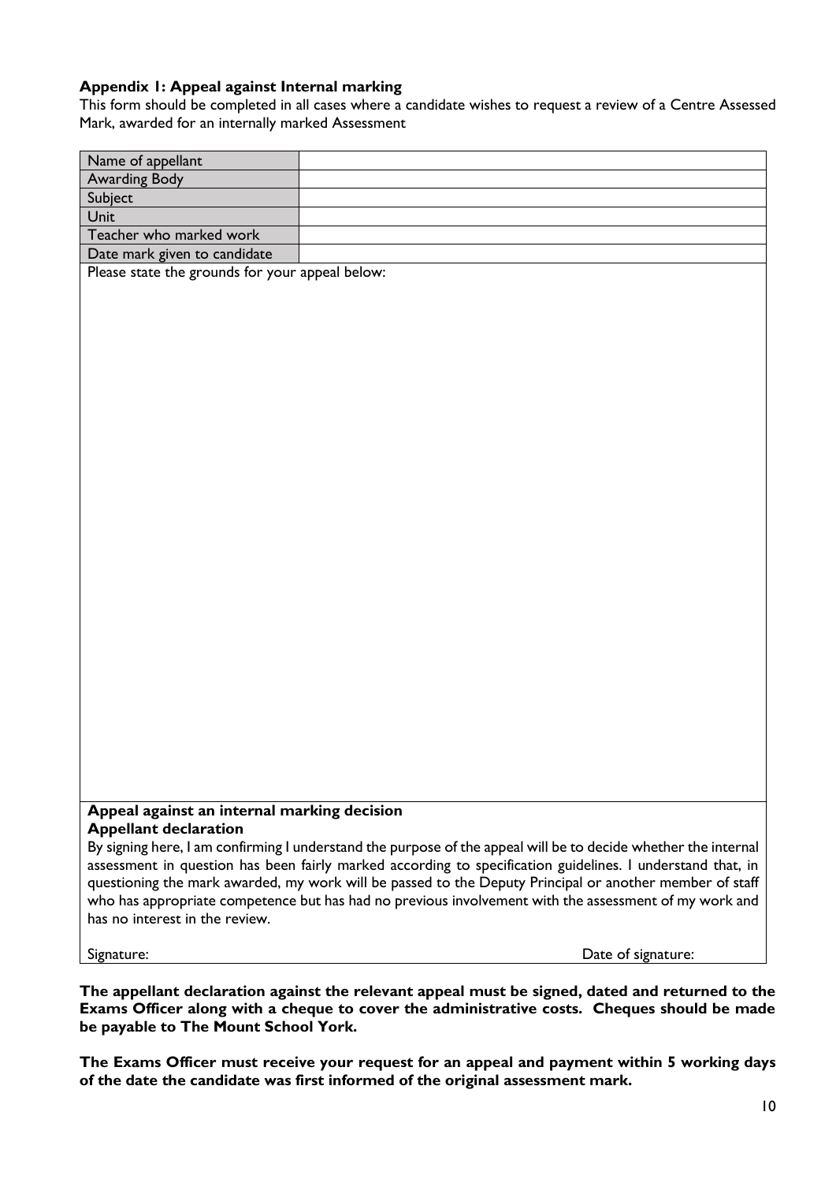### Appendix 1: Appeal against Internal marking

This form should be completed in all cases where a candidate wishes to request a review of a Centre Assessed Mark, awarded for an internally marked Assessment

| Name of appellant | |
|---|---|
| Awarding Body | |
| Subject | |
| Unit | |
| Teacher who marked work | |
| Date mark given to candidate | |

Please state the grounds for your appeal below:

**Appeal against an internal marking decision**

**Appellant declaration**

By signing here, I am confirming I understand the purpose of the appeal will be to decide whether the internal assessment in question has been fairly marked according to specification guidelines. I understand that, in questioning the mark awarded, my work will be passed to the Deputy Principal or another member of staff who has appropriate competence but has had no previous involvement with the assessment of my work and has no interest in the review.

Signature: Date of signature:

**The appellant declaration against the relevant appeal must be signed, dated and returned to the Exams Officer along with a cheque to cover the administrative costs. Cheques should be made be payable to The Mount School York.**

**The Exams Officer must receive your request for an appeal and payment within 5 working days of the date the candidate was first informed of the original assessment mark.**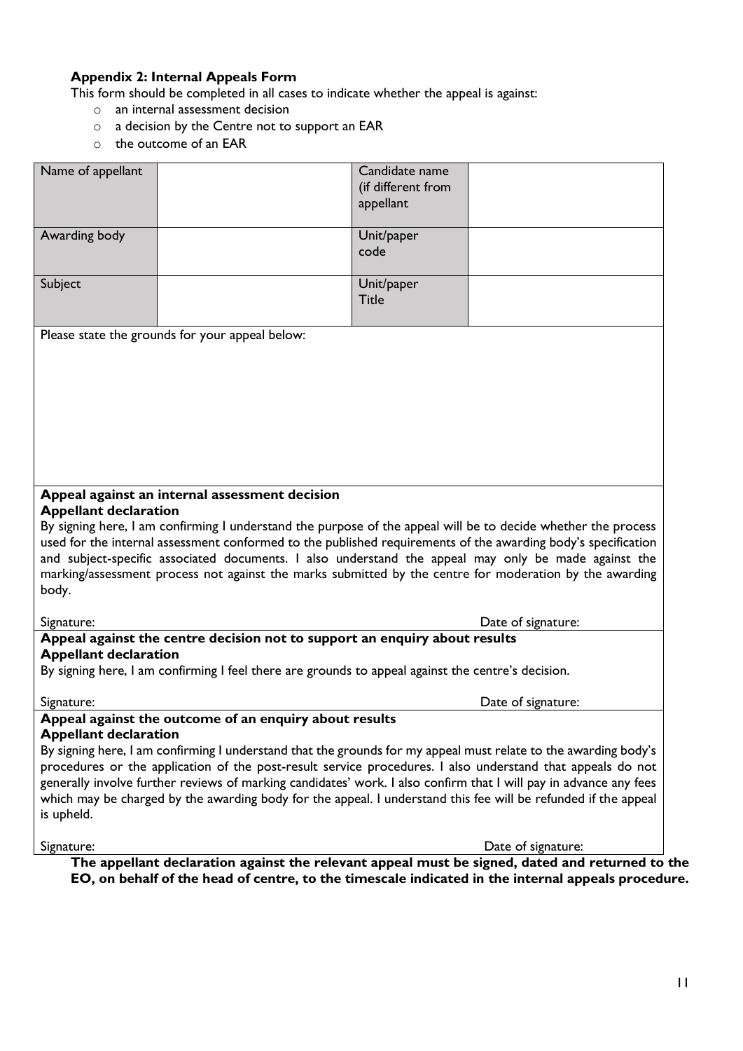### Appendix 2: Internal Appeals Form

This form should be completed in all cases to indicate whether the appeal is against:

- an internal assessment decision
- a decision by the Centre not to support an EAR
- the outcome of an EAR

| | | | |
|---|---|---|---|
| Name of appellant | | Candidate name (if different from appellant | |
| Awarding body | | Unit/paper code | |
| Subject | | Unit/paper Title | |

Please state the grounds for your appeal below:

**Appeal against an internal assessment decision**

**Appellant declaration**

By signing here, I am confirming I understand the purpose of the appeal will be to decide whether the process used for the internal assessment conformed to the published requirements of the awarding body's specification and subject-specific associated documents. I also understand the appeal may only be made against the marking/assessment process not against the marks submitted by the centre for moderation by the awarding body.

Signature: Date of signature:

**Appeal against the centre decision not to support an enquiry about results**

**Appellant declaration**

By signing here, I am confirming I feel there are grounds to appeal against the centre's decision.

Signature: Date of signature:

**Appeal against the outcome of an enquiry about results**

**Appellant declaration**

By signing here, I am confirming I understand that the grounds for my appeal must relate to the awarding body's procedures or the application of the post-result service procedures. I also understand that appeals do not generally involve further reviews of marking candidates' work. I also confirm that I will pay in advance any fees which may be charged by the awarding body for the appeal. I understand this fee will be refunded if the appeal is upheld.

Signature: Date of signature:

**The appellant declaration against the relevant appeal must be signed, dated and returned to the EO, on behalf of the head of centre, to the timescale indicated in the internal appeals procedure.**